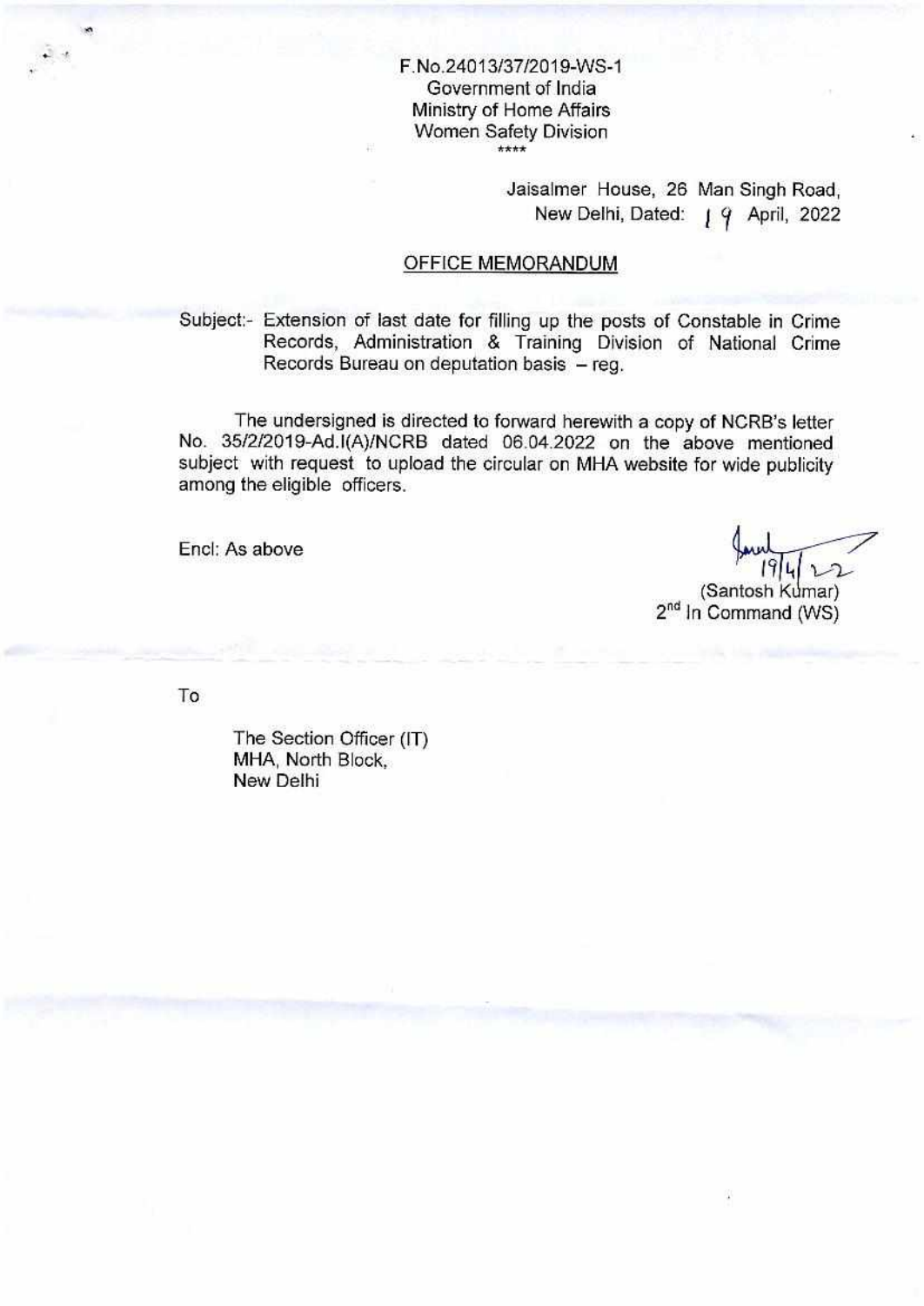F.No.24013/37/2019-WS-1
Government of India
Ministry of Home Affairs
Women Safety Division
****

Jaisalmer House, 26 Man Singh Road,
New Delhi, Dated: 19 April, 2022

## OFFICE MEMORANDUM

Subject:- Extension of last date for filling up the posts of Constable in Crime Records, Administration & Training Division of National Crime Records Bureau on deputation basis – reg.

The undersigned is directed to forward herewith a copy of NCRB's letter No. 35/2/2019-Ad.I(A)/NCRB dated 06.04.2022 on the above mentioned subject with request to upload the circular on MHA website for wide publicity among the eligible officers.

Encl: As above

19/4/22
(Santosh Kumar)
2nd In Command (WS)

To

The Section Officer (IT)
MHA, North Block,
New Delhi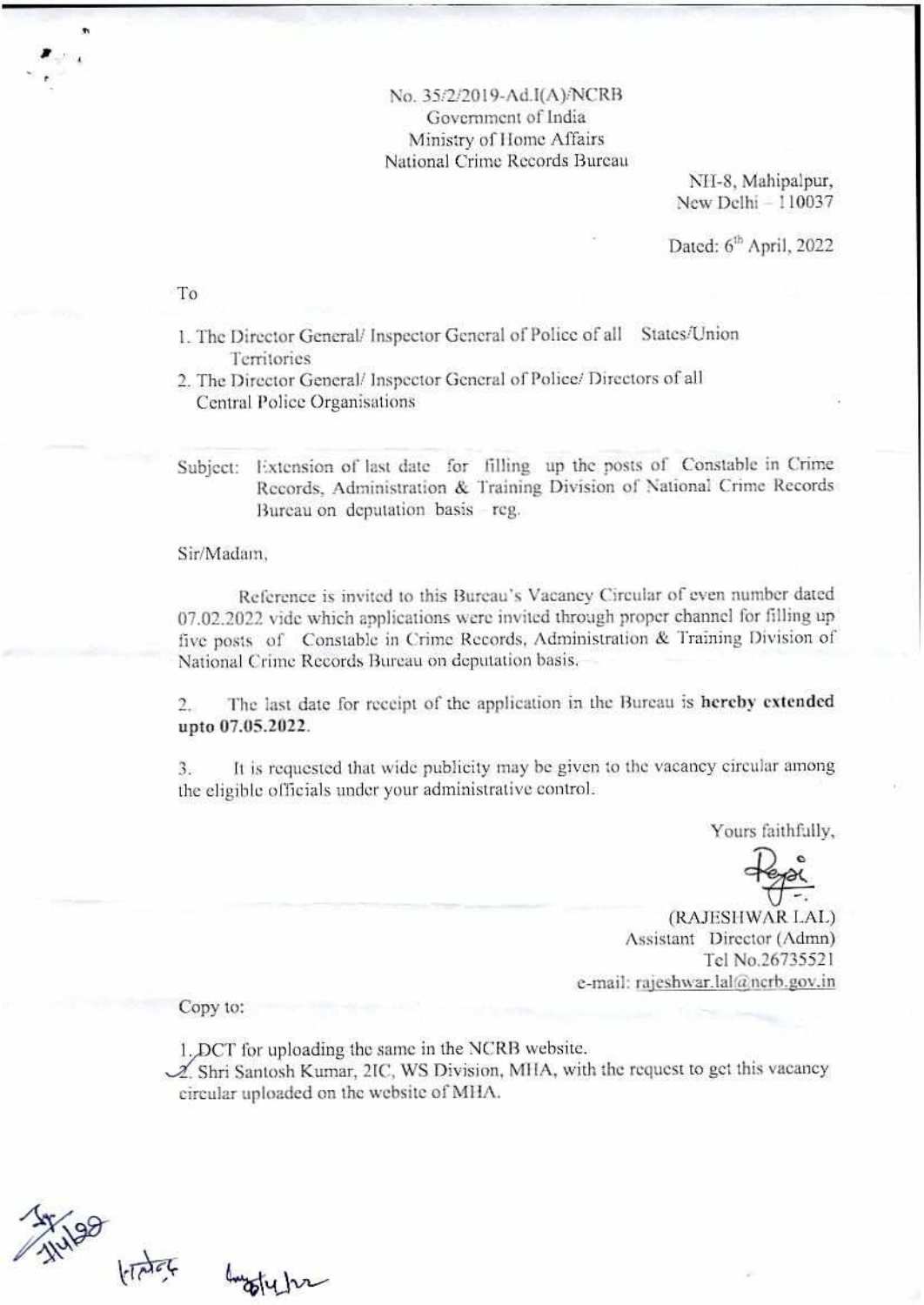No. 35/2/2019-Ad.I(A)/NCRB
Government of India
Ministry of Home Affairs
National Crime Records Bureau

NH-8, Mahipalpur,
New Delhi – 110037

Dated: 6th April, 2022

To

1. The Director General/ Inspector General of Police of all States/Union Territories
2. The Director General/ Inspector General of Police/ Directors of all Central Police Organisations

Subject: Extension of last date for filling up the posts of Constable in Crime Records, Administration & Training Division of National Crime Records Bureau on deputation basis – reg.

Sir/Madam,

Reference is invited to this Bureau's Vacancy Circular of even number dated 07.02.2022 vide which applications were invited through proper channel for filling up five posts of Constable in Crime Records, Administration & Training Division of National Crime Records Bureau on deputation basis.

2. The last date for receipt of the application in the Bureau is **hereby extended upto 07.05.2022**.

3. It is requested that wide publicity may be given to the vacancy circular among the eligible officials under your administrative control.

Yours faithfully,

(RAJESHWAR LAL)
Assistant Director (Admn)
Tel No.26735521
e-mail: rajeshwar.lal@ncrb.gov.in

Copy to:

1. DCT for uploading the same in the NCRB website.
2. Shri Santosh Kumar, 2IC, WS Division, MHA, with the request to get this vacancy circular uploaded on the website of MHA.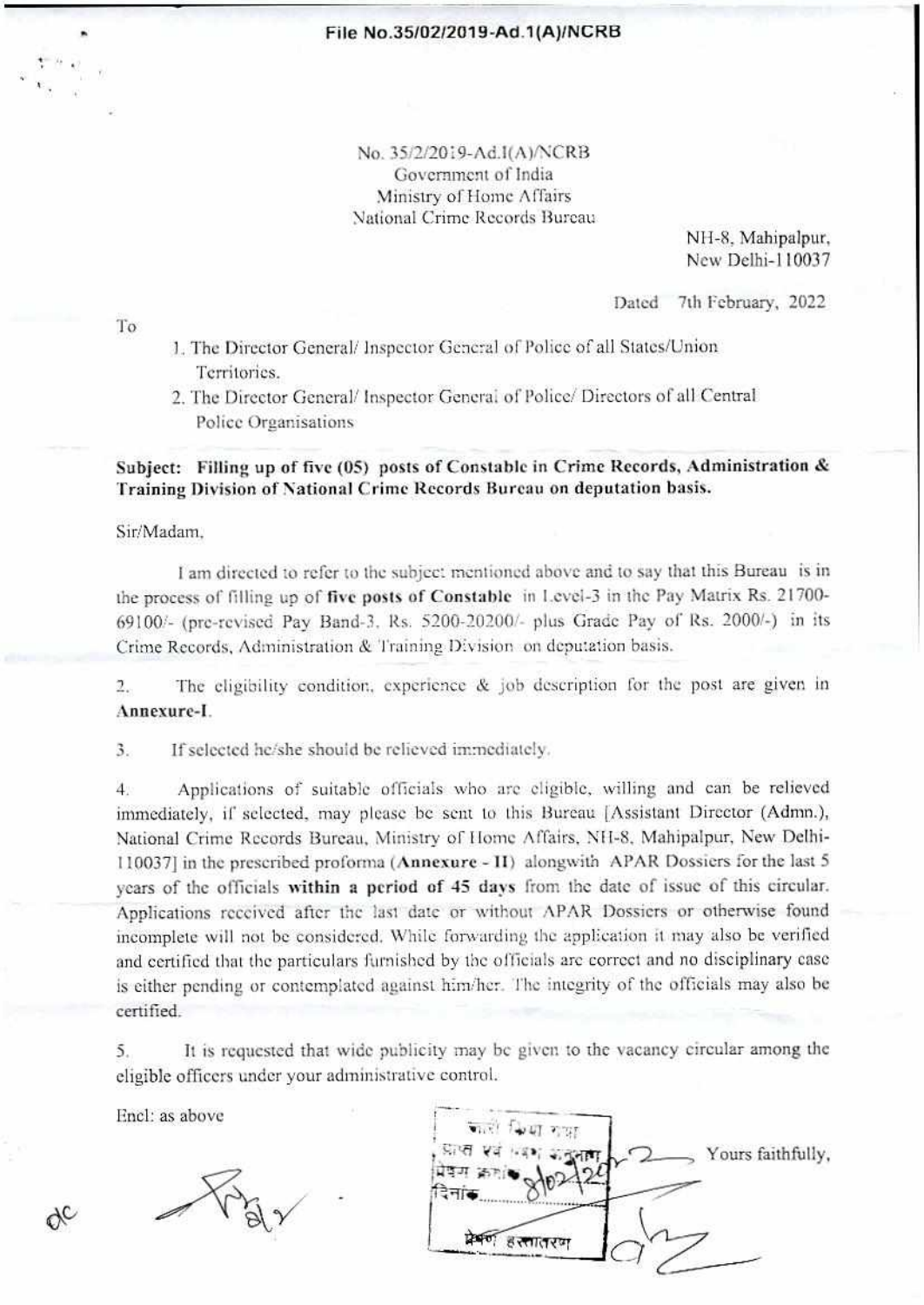**File No.35/02/2019-Ad.1(A)/NCRB**

No. 35/2/2019-Ad.I(A)/NCRB
Government of India
Ministry of Home Affairs
National Crime Records Bureau

NH-8, Mahipalpur,
New Delhi-110037

Dated 7th February, 2022

To

1. The Director General/ Inspector General of Police of all States/Union Territories.
2. The Director General/ Inspector General of Police/ Directors of all Central Police Organisations

**Subject: Filling up of five (05) posts of Constable in Crime Records, Administration & Training Division of National Crime Records Bureau on deputation basis.**

Sir/Madam,

I am directed to refer to the subject mentioned above and to say that this Bureau is in the process of filling up of **five posts of Constable** in Level-3 in the Pay Matrix Rs. 21700-69100/- (pre-revised Pay Band-3, Rs. 5200-20200/- plus Grade Pay of Rs. 2000/-) in its Crime Records, Administration & Training Division on deputation basis.

2. The eligibility condition, experience & job description for the post are given in **Annexure-I**.

3. If selected he/she should be relieved immediately.

4. Applications of suitable officials who are eligible, willing and can be relieved immediately, if selected, may please be sent to this Bureau [Assistant Director (Admn.), National Crime Records Bureau, Ministry of Home Affairs, NH-8, Mahipalpur, New Delhi-110037] in the prescribed proforma (**Annexure - II**) alongwith APAR Dossiers for the last 5 years of the officials **within a period of 45 days** from the date of issue of this circular. Applications received after the last date or without APAR Dossiers or otherwise found incomplete will not be considered. While forwarding the application it may also be verified and certified that the particulars furnished by the officials are correct and no disciplinary case is either pending or contemplated against him/her. The integrity of the officials may also be certified.

5. It is requested that wide publicity may be given to the vacancy circular among the eligible officers under your administrative control.

Encl: as above

Yours faithfully,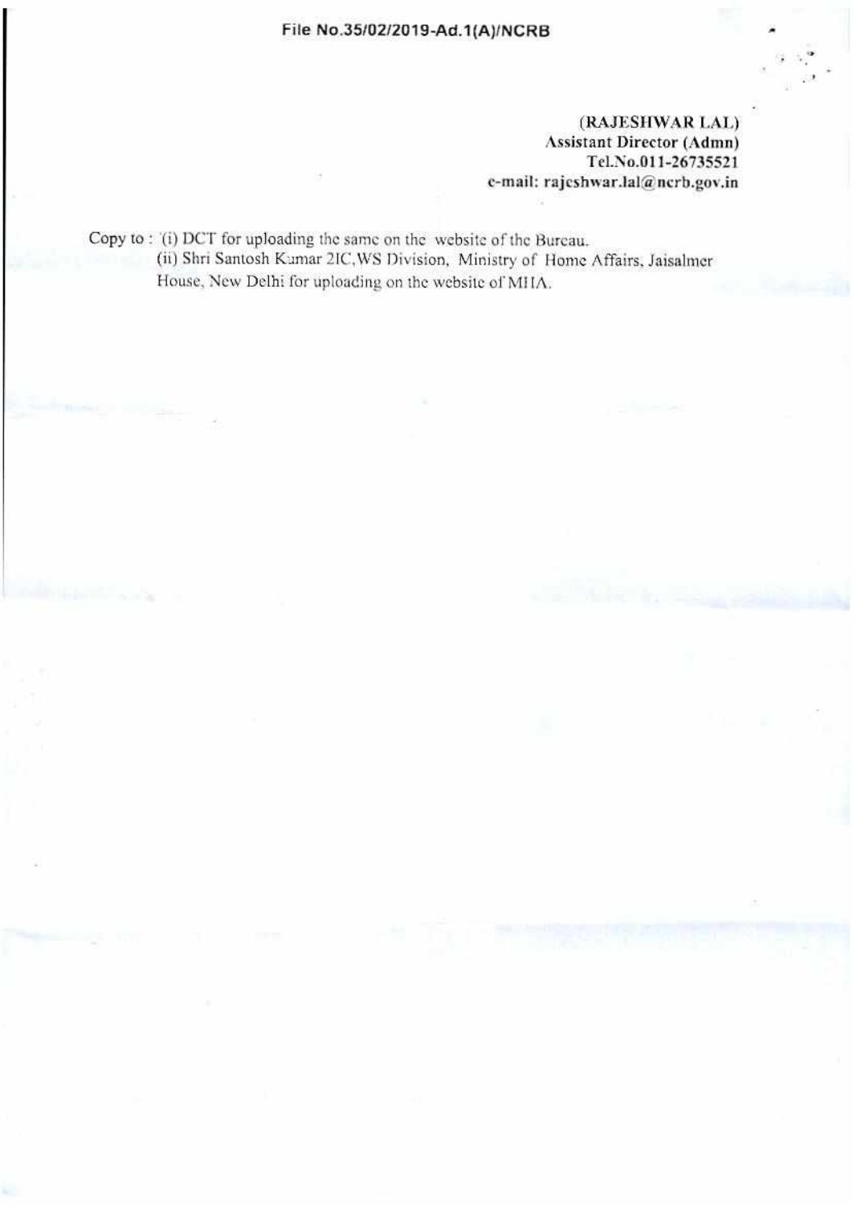File No.35/02/2019-Ad.1(A)/NCRB

**(RAJESHWAR LAL)**
**Assistant Director (Admn)**
**Tel.No.011-26735521**
**e-mail: rajeshwar.lal@ncrb.gov.in**

Copy to : (i) DCT for uploading the same on the website of the Bureau.
(ii) Shri Santosh Kumar 2IC,WS Division, Ministry of Home Affairs, Jaisalmer House, New Delhi for uploading on the website of MHA.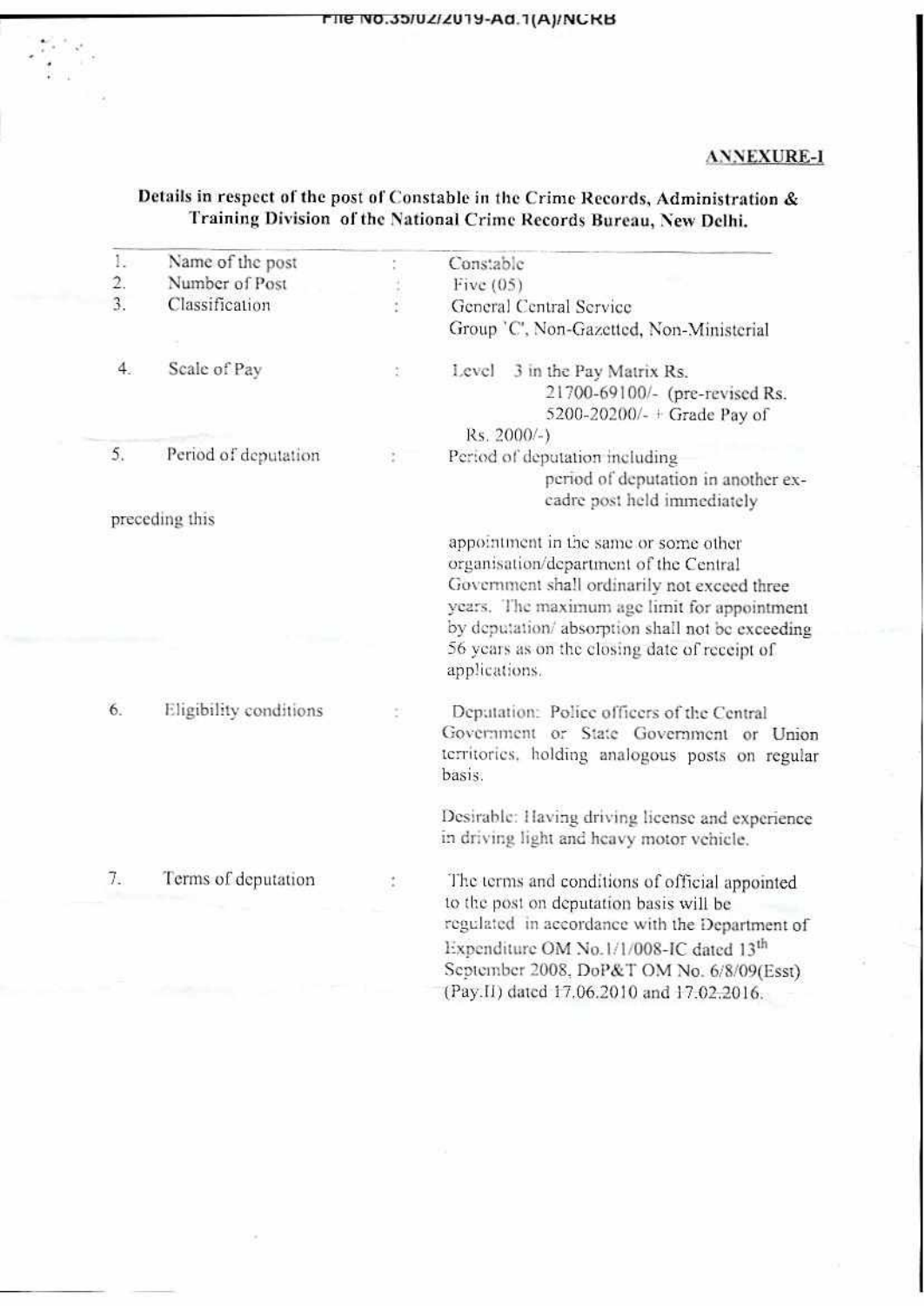**ANNEXURE-I**

**Details in respect of the post of Constable in the Crime Records, Administration & Training Division of the National Crime Records Bureau, New Delhi.**

| | | | |
|---|---|---|---|
| 1. | Name of the post | : | Constable |
| 2. | Number of Post | : | Five (05) |
| 3. | Classification | : | General Central Service<br>Group 'C', Non-Gazetted, Non-Ministerial |
| 4. | Scale of Pay | : | Level 3 in the Pay Matrix Rs. 21700-69100/- (pre-revised Rs. 5200-20200/- + Grade Pay of Rs. 2000/-) |
| 5. | Period of deputation | : | Period of deputation including period of deputation in another ex-cadre post held immediately preceding this appointment in the same or some other organisation/department of the Central Government shall ordinarily not exceed three years. The maximum age limit for appointment by deputation/ absorption shall not be exceeding 56 years as on the closing date of receipt of applications. |
| 6. | Eligibility conditions | : | Deputation: Police officers of the Central Government or State Government or Union territories, holding analogous posts on regular basis.<br><br>Desirable: Having driving license and experience in driving light and heavy motor vehicle. |
| 7. | Terms of deputation | : | The terms and conditions of official appointed to the post on deputation basis will be regulated in accordance with the Department of Expenditure OM No.1/1/008-IC dated 13th September 2008, DoP&T OM No. 6/8/09(Esst) (Pay.II) dated 17.06.2010 and 17.02.2016. |